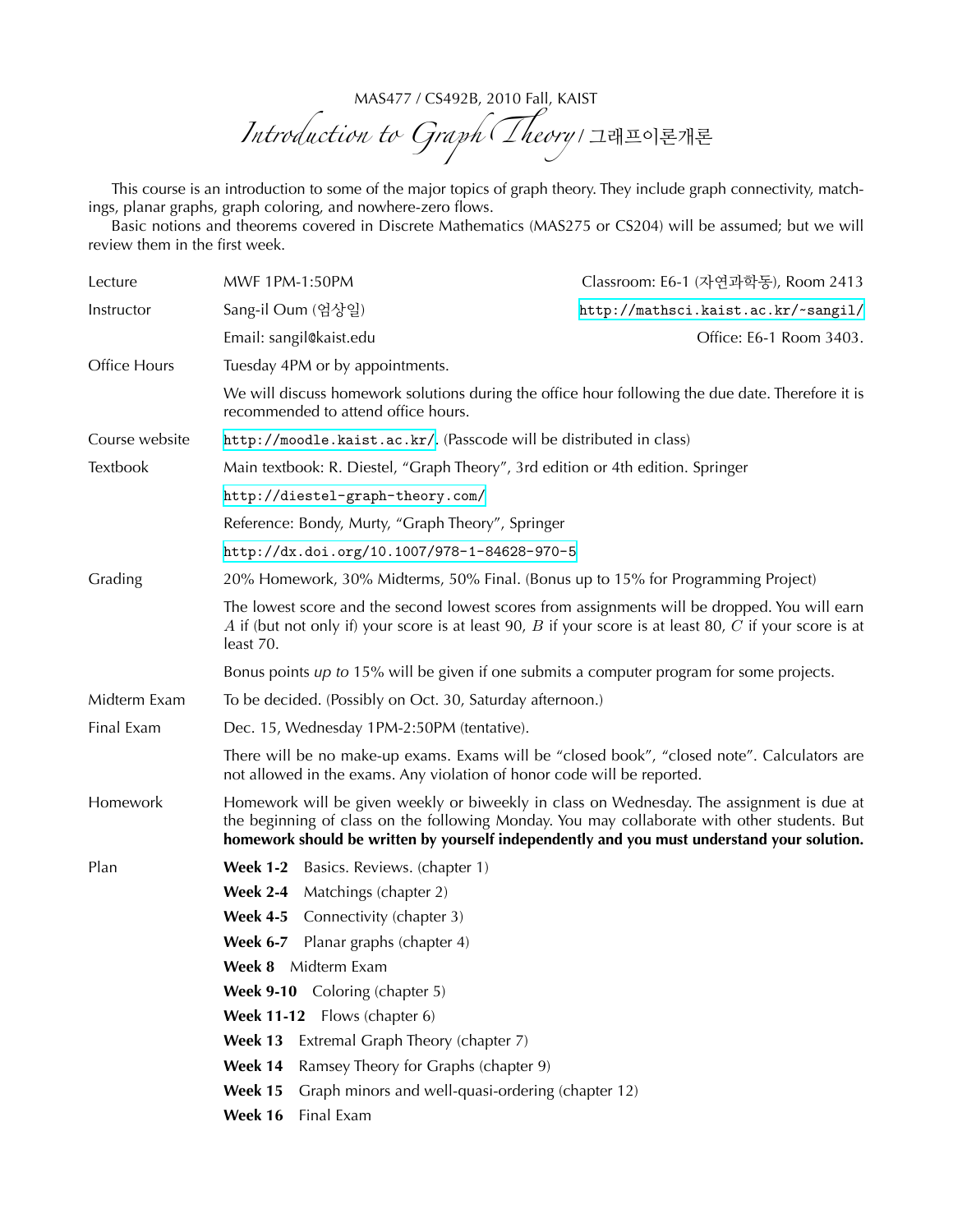MAS477 / CS492B, 2010 Fall, KAIST

# *Introduction to Graph Theory* / 그래프이론개론

This course is an introduction to some of the major topics of graph theory. They include graph connectivity, matchings, planar graphs, graph coloring, and nowhere-zero flows.

Basic notions and theorems covered in Discrete Mathematics (MAS275 or CS204) will be assumed; but we will review them in the first week.

| | | |
|---|---|---|
| Lecture | MWF 1PM-1:50PM | Classroom: E6-1 (자연과학동), Room 2413 |
| Instructor | Sang-il Oum (엄상일) | http://mathsci.kaist.ac.kr/~sangil/ |
| | Email: sangil@kaist.edu | Office: E6-1 Room 3403. |

**Office Hours** — Tuesday 4PM or by appointments.

We will discuss homework solutions during the office hour following the due date. Therefore it is recommended to attend office hours.

**Course website** — http://moodle.kaist.ac.kr/. (Passcode will be distributed in class)

**Textbook** — Main textbook: R. Diestel, "Graph Theory", 3rd edition or 4th edition. Springer

http://diestel-graph-theory.com/

Reference: Bondy, Murty, "Graph Theory", Springer

http://dx.doi.org/10.1007/978-1-84628-970-5

**Grading** — 20% Homework, 30% Midterms, 50% Final. (Bonus up to 15% for Programming Project)

The lowest score and the second lowest scores from assignments will be dropped. You will earn $A$ if (but not only if) your score is at least 90, $B$ if your score is at least 80, $C$ if your score is at least 70.

Bonus points *up to* 15% will be given if one submits a computer program for some projects.

**Midterm Exam** — To be decided. (Possibly on Oct. 30, Saturday afternoon.)

**Final Exam** — Dec. 15, Wednesday 1PM-2:50PM (tentative).

There will be no make-up exams. Exams will be "closed book", "closed note". Calculators are not allowed in the exams. Any violation of honor code will be reported.

**Homework** — Homework will be given weekly or biweekly in class on Wednesday. The assignment is due at the beginning of class on the following Monday. You may collaborate with other students. But **homework should be written by yourself independently and you must understand your solution.**

**Plan**

- **Week 1-2** Basics. Reviews. (chapter 1)
- **Week 2-4** Matchings (chapter 2)
- **Week 4-5** Connectivity (chapter 3)
- **Week 6-7** Planar graphs (chapter 4)
- **Week 8** Midterm Exam
- **Week 9-10** Coloring (chapter 5)
- **Week 11-12** Flows (chapter 6)
- **Week 13** Extremal Graph Theory (chapter 7)
- **Week 14** Ramsey Theory for Graphs (chapter 9)
- **Week 15** Graph minors and well-quasi-ordering (chapter 12)
- **Week 16** Final Exam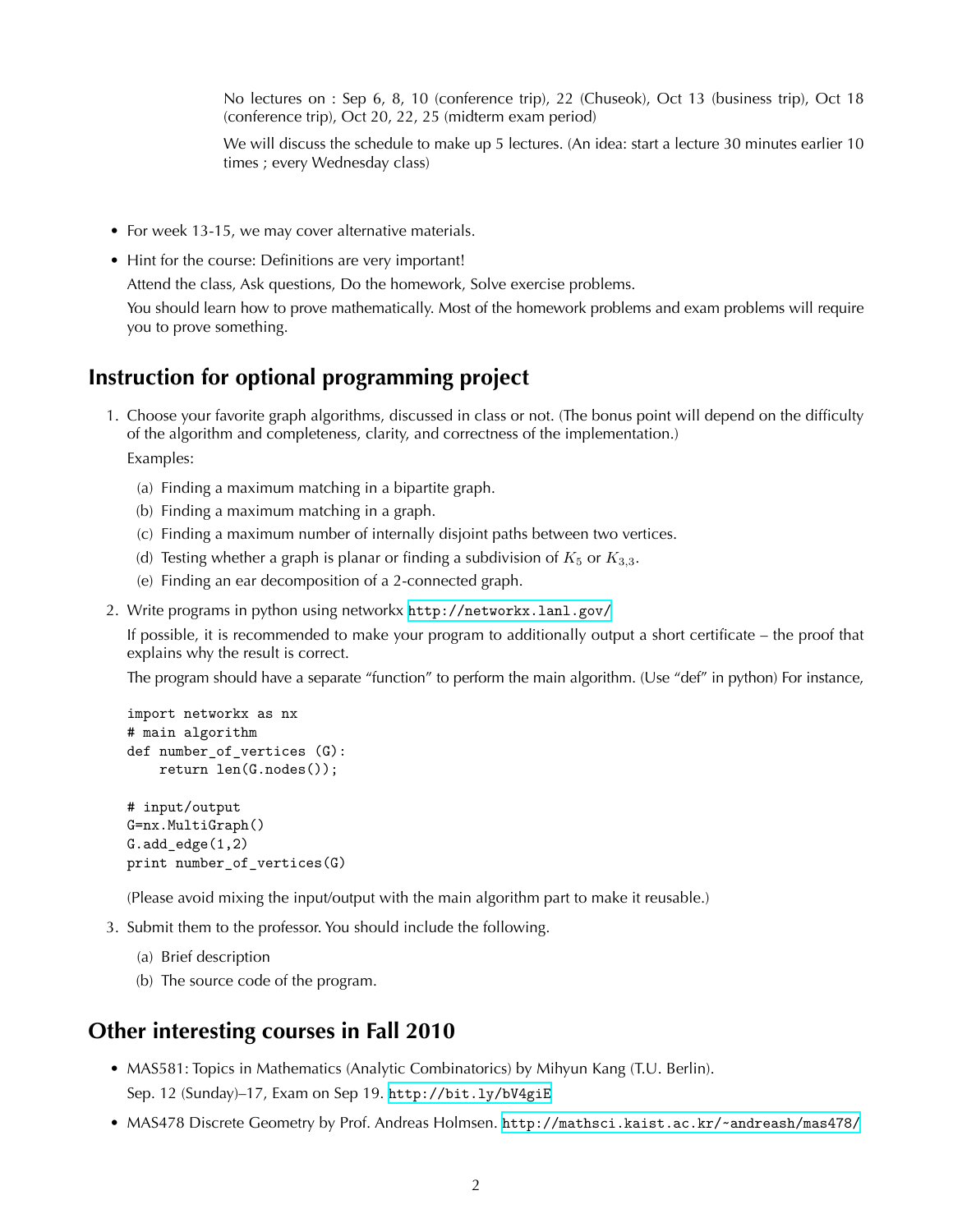No lectures on : Sep 6, 8, 10 (conference trip), 22 (Chuseok), Oct 13 (business trip), Oct 18 (conference trip), Oct 20, 22, 25 (midterm exam period)

We will discuss the schedule to make up 5 lectures. (An idea: start a lecture 30 minutes earlier 10 times ; every Wednesday class)

- For week 13-15, we may cover alternative materials.
- Hint for the course: Definitions are very important!

  Attend the class, Ask questions, Do the homework, Solve exercise problems.

  You should learn how to prove mathematically. Most of the homework problems and exam problems will require you to prove something.

## Instruction for optional programming project

1. Choose your favorite graph algorithms, discussed in class or not. (The bonus point will depend on the difficulty of the algorithm and completeness, clarity, and correctness of the implementation.)

   Examples:

   (a) Finding a maximum matching in a bipartite graph.

   (b) Finding a maximum matching in a graph.

   (c) Finding a maximum number of internally disjoint paths between two vertices.

   (d) Testing whether a graph is planar or finding a subdivision of $K_5$ or $K_{3,3}$.

   (e) Finding an ear decomposition of a 2-connected graph.

2. Write programs in python using networkx http://networkx.lanl.gov/

   If possible, it is recommended to make your program to additionally output a short certificate – the proof that explains why the result is correct.

   The program should have a separate "function" to perform the main algorithm. (Use "def" in python) For instance,

```
import networkx as nx
# main algorithm
def number_of_vertices (G):
    return len(G.nodes());

# input/output
G=nx.MultiGraph()
G.add_edge(1,2)
print number_of_vertices(G)
```

   (Please avoid mixing the input/output with the main algorithm part to make it reusable.)

3. Submit them to the professor. You should include the following.

   (a) Brief description

   (b) The source code of the program.

## Other interesting courses in Fall 2010

- MAS581: Topics in Mathematics (Analytic Combinatorics) by Mihyun Kang (T.U. Berlin).

  Sep. 12 (Sunday)–17, Exam on Sep 19. http://bit.ly/bV4giE
- MAS478 Discrete Geometry by Prof. Andreas Holmsen. http://mathsci.kaist.ac.kr/~andreash/mas478/